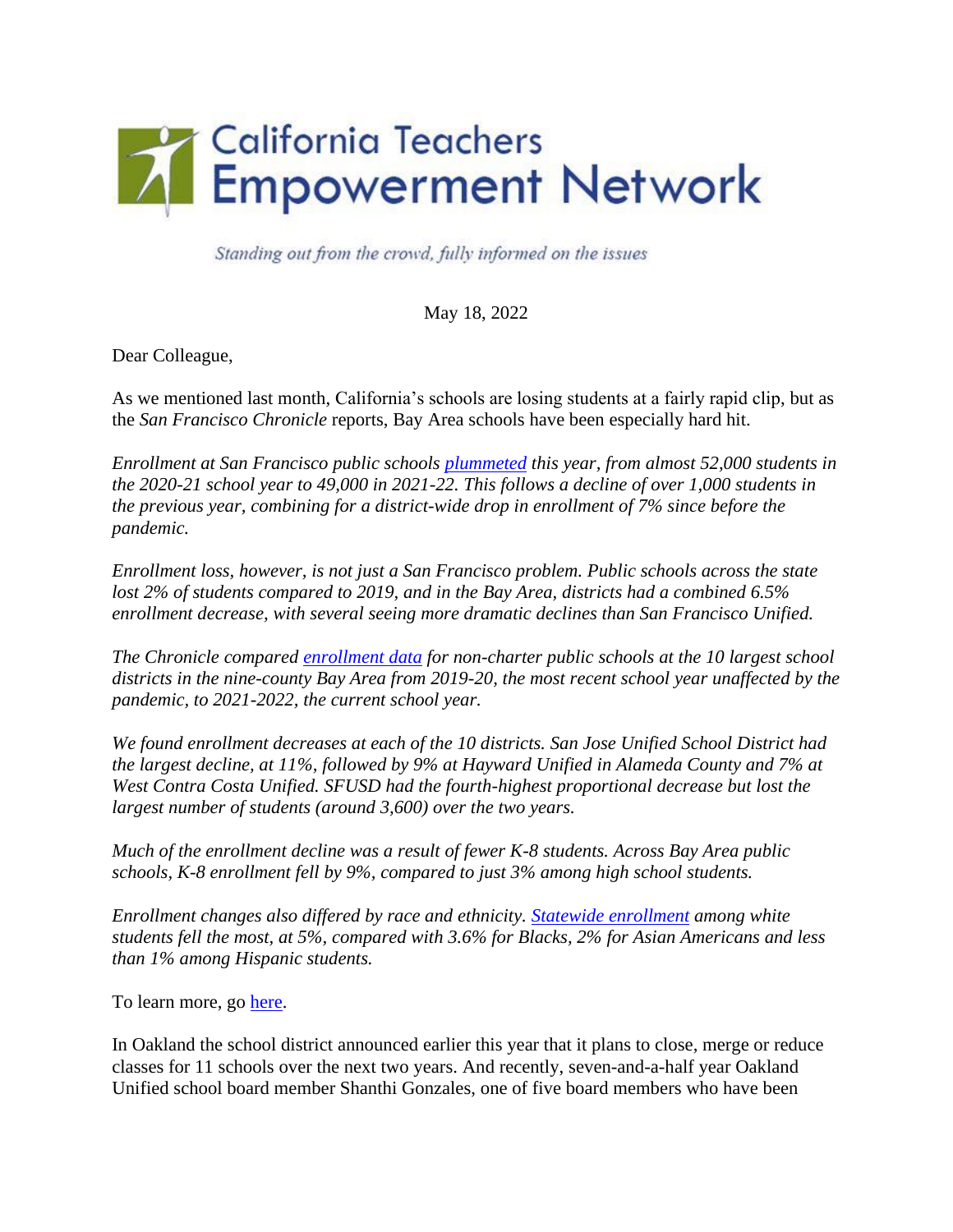# California Teachers Empowerment Network

*Standing out from the crowd, fully informed on the issues*

May 18, 2022

Dear Colleague,

As we mentioned last month, California's schools are losing students at a fairly rapid clip, but as the *San Francisco Chronicle* reports, Bay Area schools have been especially hard hit.

*Enrollment at San Francisco public schools plummeted this year, from almost 52,000 students in the 2020-21 school year to 49,000 in 2021-22. This follows a decline of over 1,000 students in the previous year, combining for a district-wide drop in enrollment of 7% since before the pandemic.*

*Enrollment loss, however, is not just a San Francisco problem. Public schools across the state lost 2% of students compared to 2019, and in the Bay Area, districts had a combined 6.5% enrollment decrease, with several seeing more dramatic declines than San Francisco Unified.*

*The Chronicle compared enrollment data for non-charter public schools at the 10 largest school districts in the nine-county Bay Area from 2019-20, the most recent school year unaffected by the pandemic, to 2021-2022, the current school year.*

*We found enrollment decreases at each of the 10 districts. San Jose Unified School District had the largest decline, at 11%, followed by 9% at Hayward Unified in Alameda County and 7% at West Contra Costa Unified. SFUSD had the fourth-highest proportional decrease but lost the largest number of students (around 3,600) over the two years.*

*Much of the enrollment decline was a result of fewer K-8 students. Across Bay Area public schools, K-8 enrollment fell by 9%, compared to just 3% among high school students.*

*Enrollment changes also differed by race and ethnicity. Statewide enrollment among white students fell the most, at 5%, compared with 3.6% for Blacks, 2% for Asian Americans and less than 1% among Hispanic students.*

To learn more, go here.

In Oakland the school district announced earlier this year that it plans to close, merge or reduce classes for 11 schools over the next two years. And recently, seven-and-a-half year Oakland Unified school board member Shanthi Gonzales, one of five board members who have been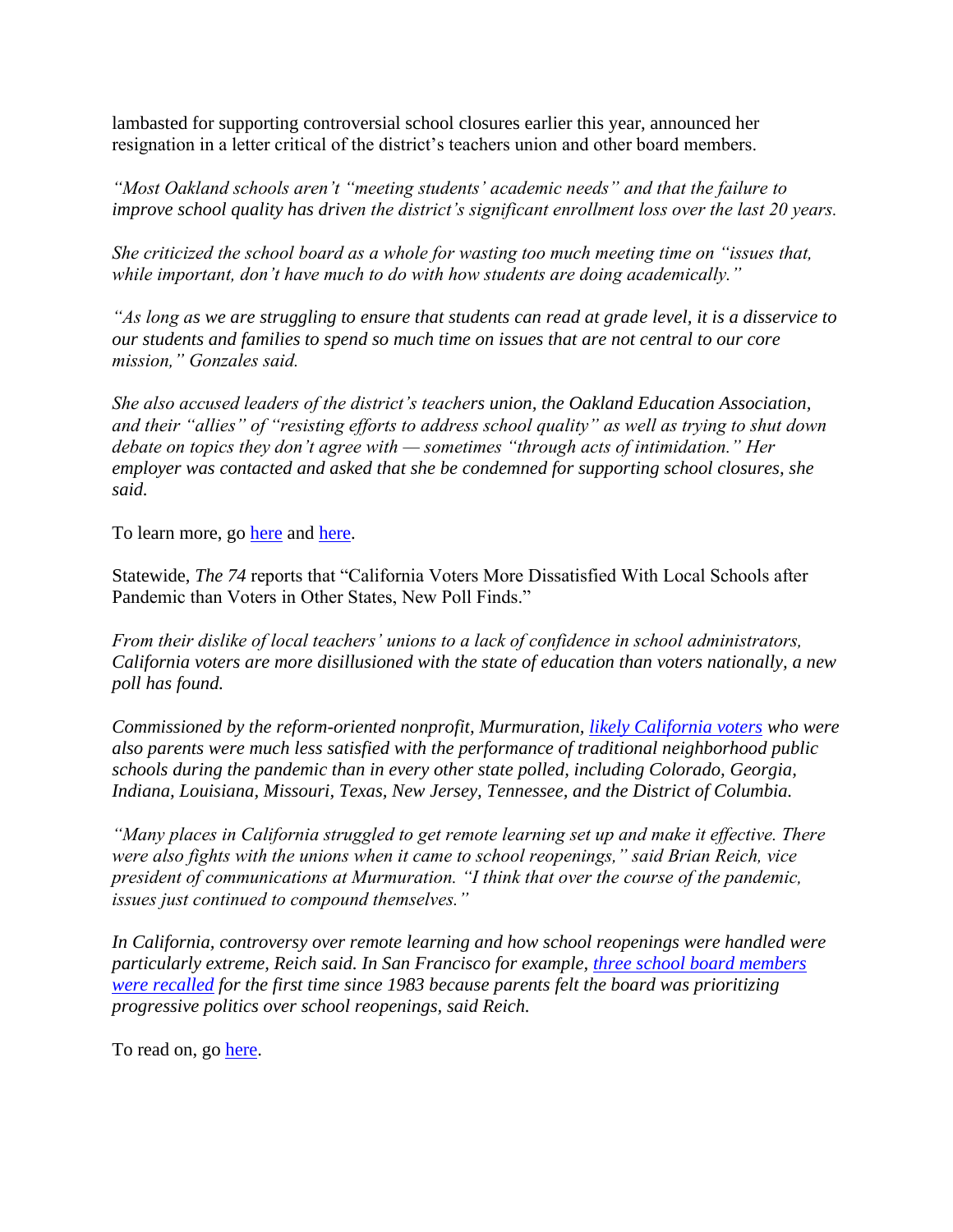lambasted for supporting controversial school closures earlier this year, announced her resignation in a letter critical of the district's teachers union and other board members.

*"Most Oakland schools aren't "meeting students' academic needs" and that the failure to improve school quality has driven the district's significant enrollment loss over the last 20 years.*

*She criticized the school board as a whole for wasting too much meeting time on "issues that, while important, don't have much to do with how students are doing academically."*

*"As long as we are struggling to ensure that students can read at grade level, it is a disservice to our students and families to spend so much time on issues that are not central to our core mission," Gonzales said.*

*She also accused leaders of the district's teachers union, the Oakland Education Association, and their "allies" of "resisting efforts to address school quality" as well as trying to shut down debate on topics they don't agree with — sometimes "through acts of intimidation." Her employer was contacted and asked that she be condemned for supporting school closures, she said.*

To learn more, go here and here.

Statewide, *The 74* reports that "California Voters More Dissatisfied With Local Schools after Pandemic than Voters in Other States, New Poll Finds."

*From their dislike of local teachers' unions to a lack of confidence in school administrators, California voters are more disillusioned with the state of education than voters nationally, a new poll has found.*

*Commissioned by the reform-oriented nonprofit, Murmuration, likely California voters who were also parents were much less satisfied with the performance of traditional neighborhood public schools during the pandemic than in every other state polled, including Colorado, Georgia, Indiana, Louisiana, Missouri, Texas, New Jersey, Tennessee, and the District of Columbia.*

*"Many places in California struggled to get remote learning set up and make it effective. There were also fights with the unions when it came to school reopenings," said Brian Reich, vice president of communications at Murmuration. "I think that over the course of the pandemic, issues just continued to compound themselves."*

*In California, controversy over remote learning and how school reopenings were handled were particularly extreme, Reich said. In San Francisco for example, three school board members were recalled for the first time since 1983 because parents felt the board was prioritizing progressive politics over school reopenings, said Reich.*

To read on, go here.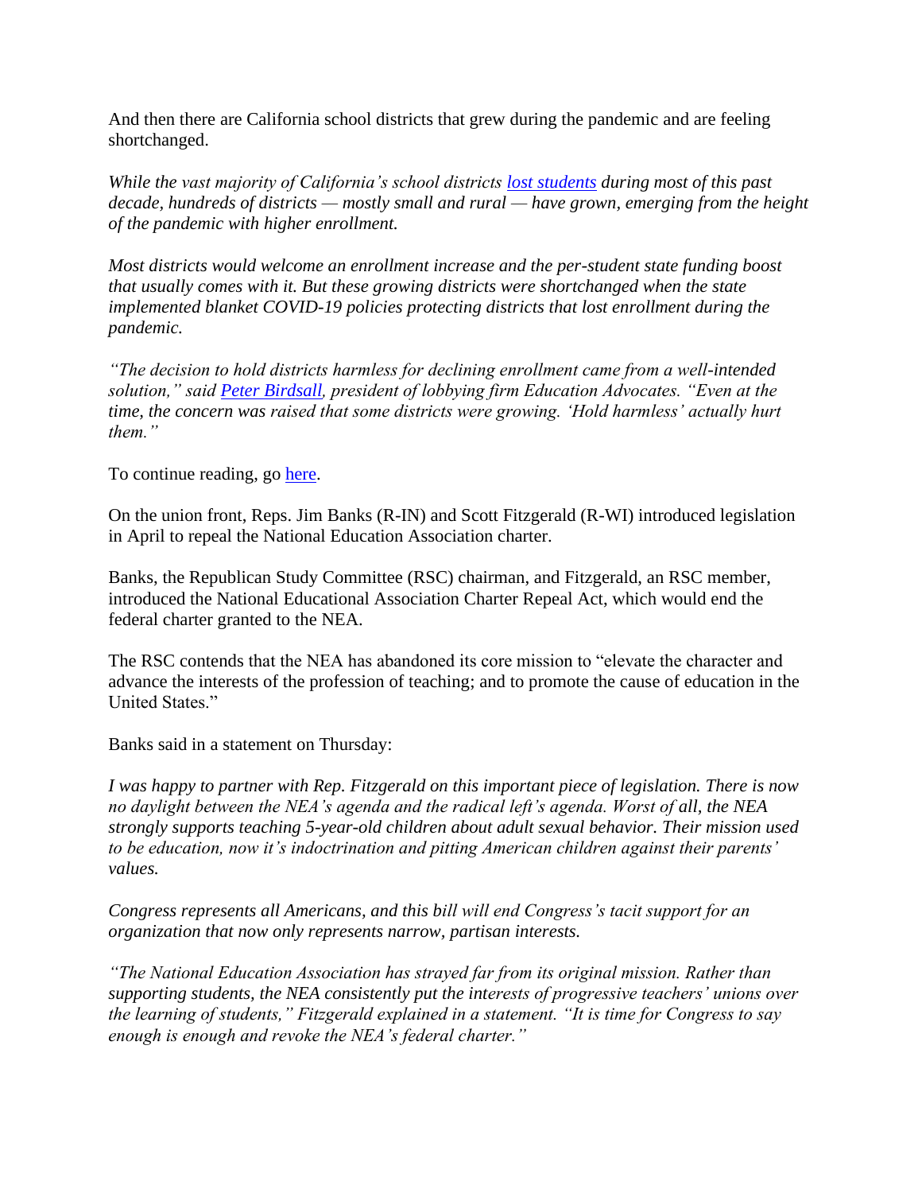And then there are California school districts that grew during the pandemic and are feeling shortchanged.

*While the vast majority of California's school districts [lost students] during most of this past decade, hundreds of districts — mostly small and rural — have grown, emerging from the height of the pandemic with higher enrollment.*

*Most districts would welcome an enrollment increase and the per-student state funding boost that usually comes with it. But these growing districts were shortchanged when the state implemented blanket COVID-19 policies protecting districts that lost enrollment during the pandemic.*

*"The decision to hold districts harmless for declining enrollment came from a well-intended solution," said [Peter Birdsall], president of lobbying firm Education Advocates. "Even at the time, the concern was raised that some districts were growing. 'Hold harmless' actually hurt them."*

To continue reading, go [here].

On the union front, Reps. Jim Banks (R-IN) and Scott Fitzgerald (R-WI) introduced legislation in April to repeal the National Education Association charter.

Banks, the Republican Study Committee (RSC) chairman, and Fitzgerald, an RSC member, introduced the National Educational Association Charter Repeal Act, which would end the federal charter granted to the NEA.

The RSC contends that the NEA has abandoned its core mission to "elevate the character and advance the interests of the profession of teaching; and to promote the cause of education in the United States."

Banks said in a statement on Thursday:

*I was happy to partner with Rep. Fitzgerald on this important piece of legislation. There is now no daylight between the NEA's agenda and the radical left's agenda. Worst of all, the NEA strongly supports teaching 5-year-old children about adult sexual behavior. Their mission used to be education, now it's indoctrination and pitting American children against their parents' values.*

*Congress represents all Americans, and this bill will end Congress's tacit support for an organization that now only represents narrow, partisan interests.*

*"The National Education Association has strayed far from its original mission. Rather than supporting students, the NEA consistently put the interests of progressive teachers' unions over the learning of students," Fitzgerald explained in a statement. "It is time for Congress to say enough is enough and revoke the NEA's federal charter."*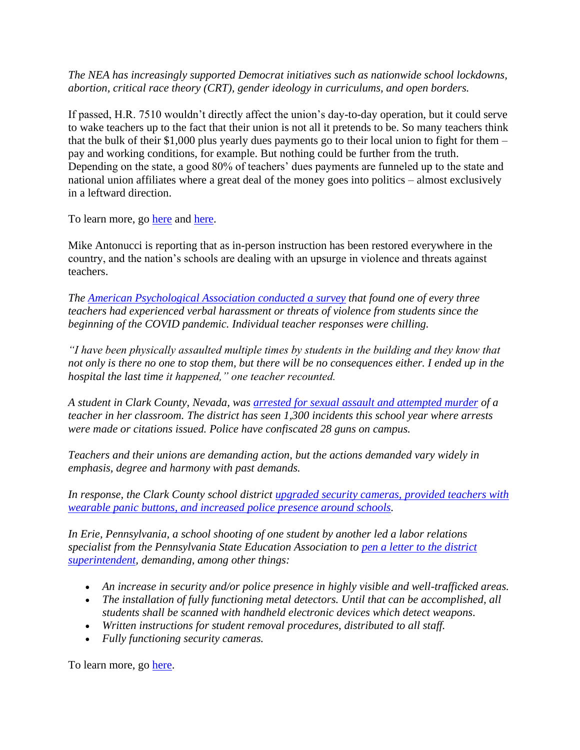*The NEA has increasingly supported Democrat initiatives such as nationwide school lockdowns, abortion, critical race theory (CRT), gender ideology in curriculums, and open borders.*

If passed, H.R. 7510 wouldn't directly affect the union's day-to-day operation, but it could serve to wake teachers up to the fact that their union is not all it pretends to be. So many teachers think that the bulk of their $1,000 plus yearly dues payments go to their local union to fight for them – pay and working conditions, for example. But nothing could be further from the truth. Depending on the state, a good 80% of teachers' dues payments are funneled up to the state and national union affiliates where a great deal of the money goes into politics – almost exclusively in a leftward direction.

To learn more, go [here](#) and [here](#).

Mike Antonucci is reporting that as in-person instruction has been restored everywhere in the country, and the nation's schools are dealing with an upsurge in violence and threats against teachers.

*The [American Psychological Association conducted a survey](#) that found one of every three teachers had experienced verbal harassment or threats of violence from students since the beginning of the COVID pandemic. Individual teacher responses were chilling.*

*"I have been physically assaulted multiple times by students in the building and they know that not only is there no one to stop them, but there will be no consequences either. I ended up in the hospital the last time it happened," one teacher recounted.*

*A student in Clark County, Nevada, was [arrested for sexual assault and attempted murder](#) of a teacher in her classroom. The district has seen 1,300 incidents this school year where arrests were made or citations issued. Police have confiscated 28 guns on campus.*

*Teachers and their unions are demanding action, but the actions demanded vary widely in emphasis, degree and harmony with past demands.*

*In response, the Clark County school district [upgraded security cameras, provided teachers with wearable panic buttons, and increased police presence around schools](#).*

*In Erie, Pennsylvania, a school shooting of one student by another led a labor relations specialist from the Pennsylvania State Education Association to [pen a letter to the district superintendent](#), demanding, among other things:*

- *An increase in security and/or police presence in highly visible and well-trafficked areas.*
- *The installation of fully functioning metal detectors. Until that can be accomplished, all students shall be scanned with handheld electronic devices which detect weapons.*
- *Written instructions for student removal procedures, distributed to all staff.*
- *Fully functioning security cameras.*

To learn more, go [here](#).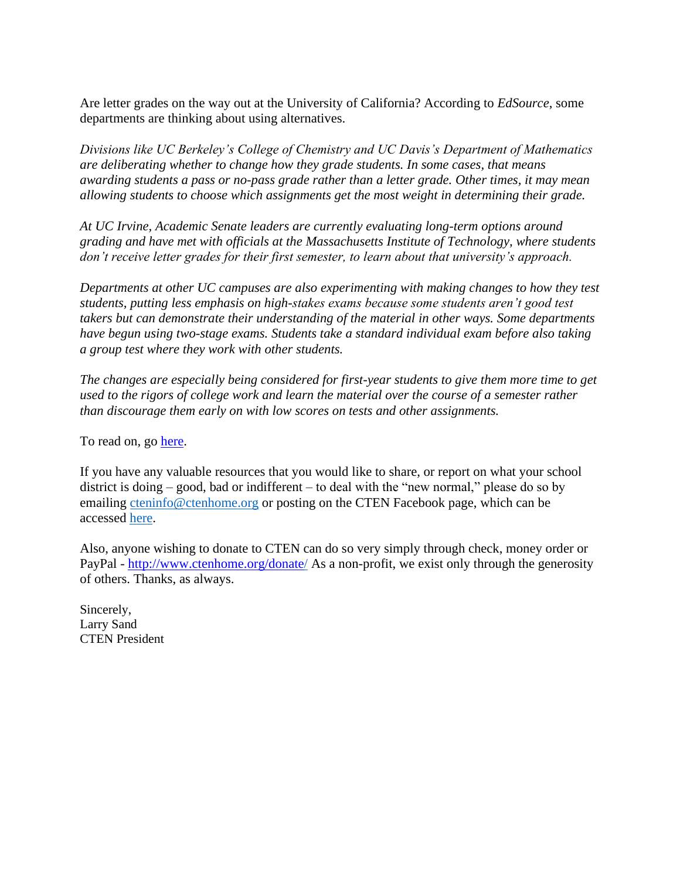Are letter grades on the way out at the University of California? According to *EdSource*, some departments are thinking about using alternatives.

*Divisions like UC Berkeley's College of Chemistry and UC Davis's Department of Mathematics are deliberating whether to change how they grade students. In some cases, that means awarding students a pass or no-pass grade rather than a letter grade. Other times, it may mean allowing students to choose which assignments get the most weight in determining their grade.*

*At UC Irvine, Academic Senate leaders are currently evaluating long-term options around grading and have met with officials at the Massachusetts Institute of Technology, where students don't receive letter grades for their first semester, to learn about that university's approach.*

*Departments at other UC campuses are also experimenting with making changes to how they test students, putting less emphasis on high-stakes exams because some students aren't good test takers but can demonstrate their understanding of the material in other ways. Some departments have begun using two-stage exams. Students take a standard individual exam before also taking a group test where they work with other students.*

*The changes are especially being considered for first-year students to give them more time to get used to the rigors of college work and learn the material over the course of a semester rather than discourage them early on with low scores on tests and other assignments.*

To read on, go [here]().

If you have any valuable resources that you would like to share, or report on what your school district is doing – good, bad or indifferent – to deal with the "new normal," please do so by emailing [cteninfo@ctenhome.org](mailto:cteninfo@ctenhome.org) or posting on the CTEN Facebook page, which can be accessed [here]().

Also, anyone wishing to donate to CTEN can do so very simply through check, money order or PayPal - [http://www.ctenhome.org/donate/](http://www.ctenhome.org/donate/) As a non-profit, we exist only through the generosity of others. Thanks, as always.

Sincerely,
Larry Sand
CTEN President